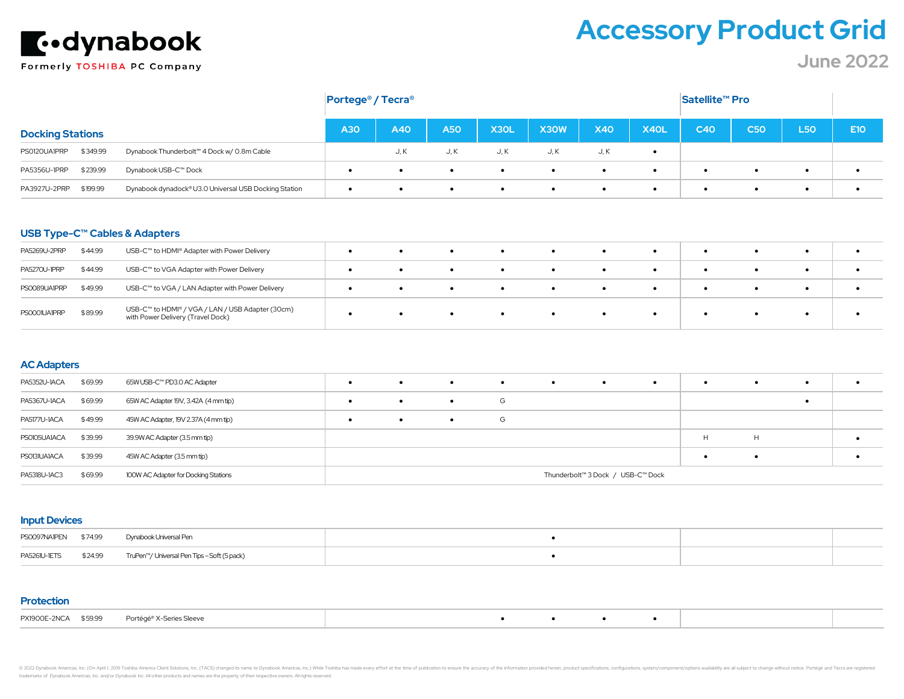# dynabook

Formerly TOSHIBA PC Company

# Accessory Product Grid

## June 2022

| | | | Portege® / Tecra® | | | | | | | Satellite™ Pro | | | |
|---|---|---|---|---|---|---|---|---|---|---|---|---|---|
| **Docking Stations** | | | A30 | A40 | A50 | X30L | X30W | X40 | X40L | C40 | C50 | L50 | E10 |
| PS0120UA1PRP | $349.99 | Dynabook Thunderbolt™ 4 Dock w/ 0.8m Cable | | J, K | J, K | J, K | J, K | J, K | • | | | | |
| PA5356U-1PRP | $239.99 | Dynabook USB-C™ Dock | • | • | • | • | • | • | • | • | • | • | • |
| PA3927U-2PRP | $199.99 | Dynabook dynadock® U3.0 Universal USB Docking Station | • | • | • | • | • | • | • | • | • | • | • |
| **USB Type-C™ Cables & Adapters** | | | | | | | | | | | | | |
| PA5269U-2PRP | $44.99 | USB-C™ to HDMI® Adapter with Power Delivery | • | • | • | • | • | • | • | • | • | • | • |
| PA5270U-1PRP | $44.99 | USB-C™ to VGA Adapter with Power Delivery | • | • | • | • | • | • | • | • | • | • | • |
| PS0089UA1PRP | $49.99 | USB-C™ to VGA / LAN Adapter with Power Delivery | • | • | • | • | • | • | • | • | • | • | • |
| PS0001UA1PRP | $89.99 | USB-C™ to HDMI® / VGA / LAN / USB Adapter (30cm) with Power Delivery (Travel Dock) | • | • | • | • | • | • | • | • | • | • | • |
| **AC Adapters** | | | | | | | | | | | | | |
| PA5352U-1ACA | $69.99 | 65W USB-C™ PD3.0 AC Adapter | • | • | • | • | • | • | • | • | • | • | • |
| PA5367U-1ACA | $69.99 | 65W AC Adapter 19V, 3.42A (4 mm tip) | • | • | • | G | | | | | | • | |
| PA5177U-1ACA | $49.99 | 45W AC Adapter, 19V 2.37A (4 mm tip) | • | • | • | G | | | | | | | |
| PS0105UA1ACA | $39.99 | 39.9W AC Adapter (3.5 mm tip) | | | | | | | | H | H | | • |
| PS0131UA1ACA | $39.99 | 45W AC Adapter (3.5 mm tip) | | | | | | | | • | • | | • |
| PA5318U-1AC3 | $69.99 | 100W AC Adapter for Docking Stations | Thunderbolt™ 3 Dock / USB-C™ Dock | | | | | | | | | | |
| **Input Devices** | | | | | | | | | | | | | |
| PS0097NA1PEN | $74.99 | Dynabook Universal Pen | | | | | • | | | | | | |
| PA5261U-1ETS | $24.99 | TruPen™/ Universal Pen Tips – Soft (5 pack) | | | | | • | | | | | | |
| **Protection** | | | | | | | | | | | | | |
| PX1900E-2NCA | $59.99 | Portégé® X-Series Sleeve | | | | • | • | • | • | | | | |

© 2022 Dynabook Americas, Inc. (On April 1, 2019 Toshiba America Client Solutions, Inc. (TACS) changed its name to Dynabook Americas, Inc.) While Toshiba has made every effort at the time of publication to ensure the accuracy of the information provided herein, product specifications, configurations, system/component/options availability are all subject to change without notice. Portégé and Tecra are registered trademarks of Dynabook Americas, Inc. and/or Dynabook Inc. All other products and names are the property of their respective owners. All rights reserved.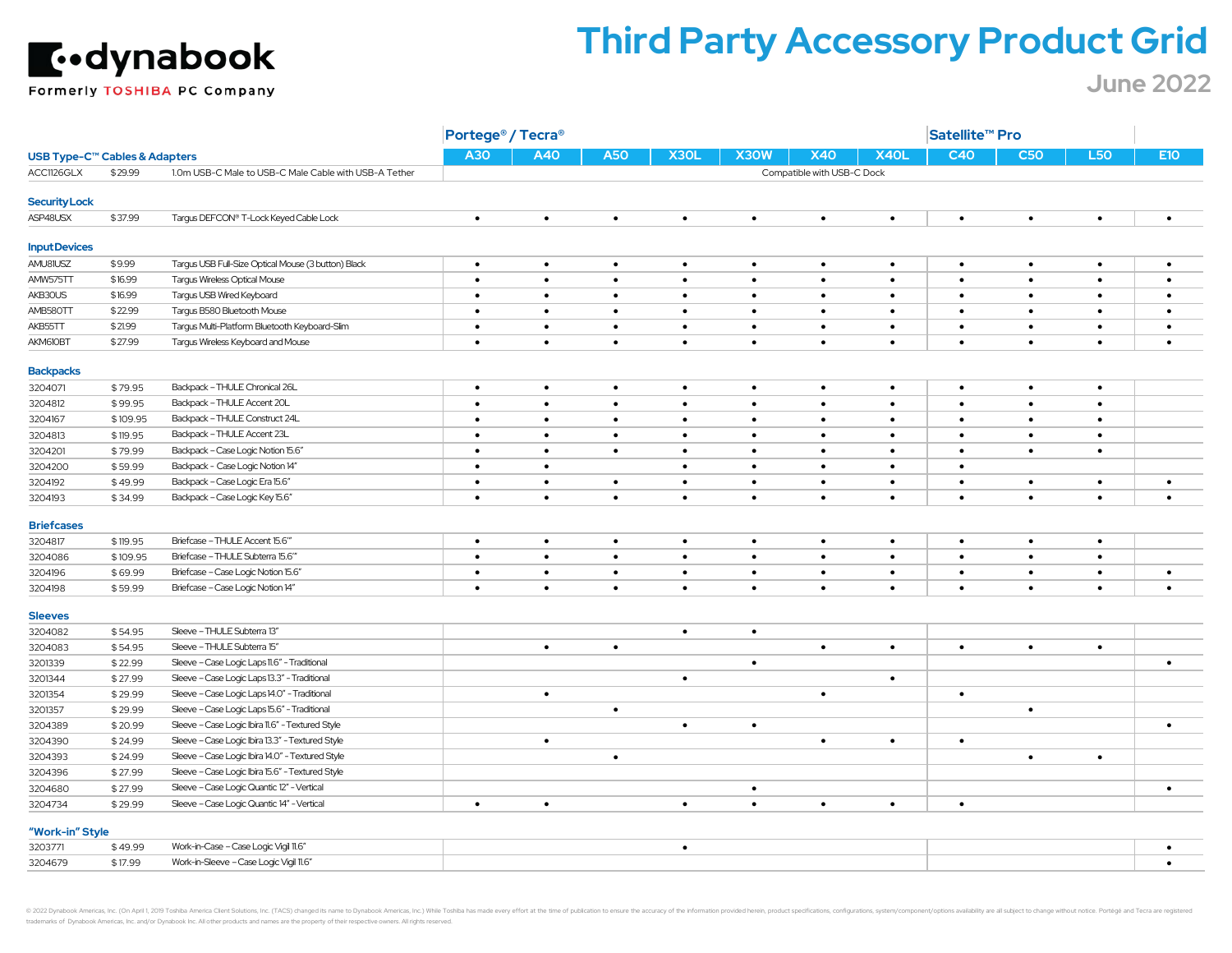# Third Party Accessory Product Grid

**June 2022**

dynabook
Formerly TOSHIBA PC Company

| | | | Portege® / Tecra® | | | | | | | Satellite™ Pro | | | |
|---|---|---|---|---|---|---|---|---|---|---|---|---|---|
| **USB Type-C™ Cables & Adapters** | | | A30 | A40 | A50 | X30L | X30W | X40 | X40L | C40 | C50 | L50 | E10 |
| ACC1126GLX | $29.99 | 1.0m USB-C Male to USB-C Male Cable with USB-A Tether | Compatible with USB-C Dock | | | | | | | | | | |
| **Security Lock** | | | | | | | | | | | | | |
| ASP48USX | $37.99 | Targus DEFCON® T-Lock Keyed Cable Lock | ● | ● | ● | ● | ● | ● | ● | ● | ● | ● | ● |
| **Input Devices** | | | | | | | | | | | | | |
| AMU81USZ | $9.99 | Targus USB Full-Size Optical Mouse (3 button) Black | ● | ● | ● | ● | ● | ● | ● | ● | ● | ● | ● |
| AMW575TT | $16.99 | Targus Wireless Optical Mouse | ● | ● | ● | ● | ● | ● | ● | ● | ● | ● | ● |
| AKB30US | $16.99 | Targus USB Wired Keyboard | ● | ● | ● | ● | ● | ● | ● | ● | ● | ● | ● |
| AMB580TT | $22.99 | Targus B580 Bluetooth Mouse | ● | ● | ● | ● | ● | ● | ● | ● | ● | ● | ● |
| AKB55TT | $21.99 | Targus Multi-Platform Bluetooth Keyboard-Slim | ● | ● | ● | ● | ● | ● | ● | ● | ● | ● | ● |
| AKM610BT | $27.99 | Targus Wireless Keyboard and Mouse | ● | ● | ● | ● | ● | ● | ● | ● | ● | ● | ● |
| **Backpacks** | | | | | | | | | | | | | |
| 3204071 | $79.95 | Backpack – THULE Chronical 26L | ● | ● | ● | ● | ● | ● | ● | ● | ● | ● | |
| 3204812 | $99.95 | Backpack – THULE Accent 20L | ● | ● | ● | ● | ● | ● | ● | ● | ● | ● | |
| 3204167 | $109.95 | Backpack – THULE Construct 24L | ● | ● | ● | ● | ● | ● | ● | ● | ● | ● | |
| 3204813 | $119.95 | Backpack – THULE Accent 23L | ● | ● | ● | ● | ● | ● | ● | ● | ● | ● | |
| 3204201 | $79.99 | Backpack – Case Logic Notion 15.6" | ● | ● | ● | ● | ● | ● | ● | ● | ● | ● | |
| 3204200 | $59.99 | Backpack - Case Logic Notion 14" | ● | ● | | ● | ● | ● | ● | ● | | | |
| 3204192 | $49.99 | Backpack – Case Logic Era 15.6" | ● | ● | ● | ● | ● | ● | ● | ● | ● | ● | ● |
| 3204193 | $34.99 | Backpack – Case Logic Key 15.6" | ● | ● | ● | ● | ● | ● | ● | ● | ● | ● | ● |
| **Briefcases** | | | | | | | | | | | | | |
| 3204817 | $119.95 | Briefcase – THULE Accent 15.6"' | ● | ● | ● | ● | ● | ● | ● | ● | ● | ● | |
| 3204086 | $109.95 | Briefcase – THULE Subterra 15.6"' | ● | ● | ● | ● | ● | ● | ● | ● | ● | ● | |
| 3204196 | $69.99 | Briefcase – Case Logic Notion 15.6" | ● | ● | ● | ● | ● | ● | ● | ● | ● | ● | ● |
| 3204198 | $59.99 | Briefcase – Case Logic Notion 14" | ● | ● | ● | ● | ● | ● | ● | ● | ● | ● | ● |
| **Sleeves** | | | | | | | | | | | | | |
| 3204082 | $54.95 | Sleeve – THULE Subterra 13" | | | | ● | ● | | | | | | |
| 3204083 | $54.95 | Sleeve – THULE Subterra 15" | | ● | ● | | | ● | ● | ● | ● | ● | |
| 3201339 | $22.99 | Sleeve – Case Logic Laps 11.6" - Traditional | | | | | ● | | | | | | ● |
| 3201344 | $27.99 | Sleeve – Case Logic Laps 13.3" - Traditional | | | | ● | | | ● | | | | |
| 3201354 | $29.99 | Sleeve – Case Logic Laps 14.0" - Traditional | | ● | | | | ● | | ● | | | |
| 3201357 | $29.99 | Sleeve – Case Logic Laps 15.6" - Traditional | | | ● | | | | | | ● | | |
| 3204389 | $20.99 | Sleeve – Case Logic Ibira 11.6" - Textured Style | | | | ● | ● | | | | | | ● |
| 3204390 | $24.99 | Sleeve – Case Logic Ibira 13.3" - Textured Style | | ● | | | | ● | ● | ● | | | |
| 3204393 | $24.99 | Sleeve – Case Logic Ibira 14.0" - Textured Style | | | ● | | | | | | ● | ● | |
| 3204396 | $27.99 | Sleeve – Case Logic Ibira 15.6" - Textured Style | | | | | | | | | | | |
| 3204680 | $27.99 | Sleeve – Case Logic Quantic 12" - Vertical | | | | | ● | | | | | | ● |
| 3204734 | $29.99 | Sleeve – Case Logic Quantic 14" - Vertical | ● | ● | | ● | ● | ● | ● | ● | | | |
| **"Work-in" Style** | | | | | | | | | | | | | |
| 3203771 | $49.99 | Work-in-Case – Case Logic Vigil 11.6" | | | | ● | | | | | | | ● |
| 3204679 | $17.99 | Work-in-Sleeve – Case Logic Vigil 11.6" | | | | | | | | | | | ● |

© 2022 Dynabook Americas, Inc. (On April 1, 2019 Toshiba America Client Solutions, Inc. (TACS) changed its name to Dynabook Americas, Inc.) While Toshiba has made every effort at the time of publication to ensure the accuracy of the information provided herein, product specifications, configurations, system/component/options availability are all subject to change without notice. Portégé and Tecra are registered trademarks of Dynabook Americas, Inc. and/or Dynabook Inc. All other products and names are the property of their respective owners. All rights reserved.